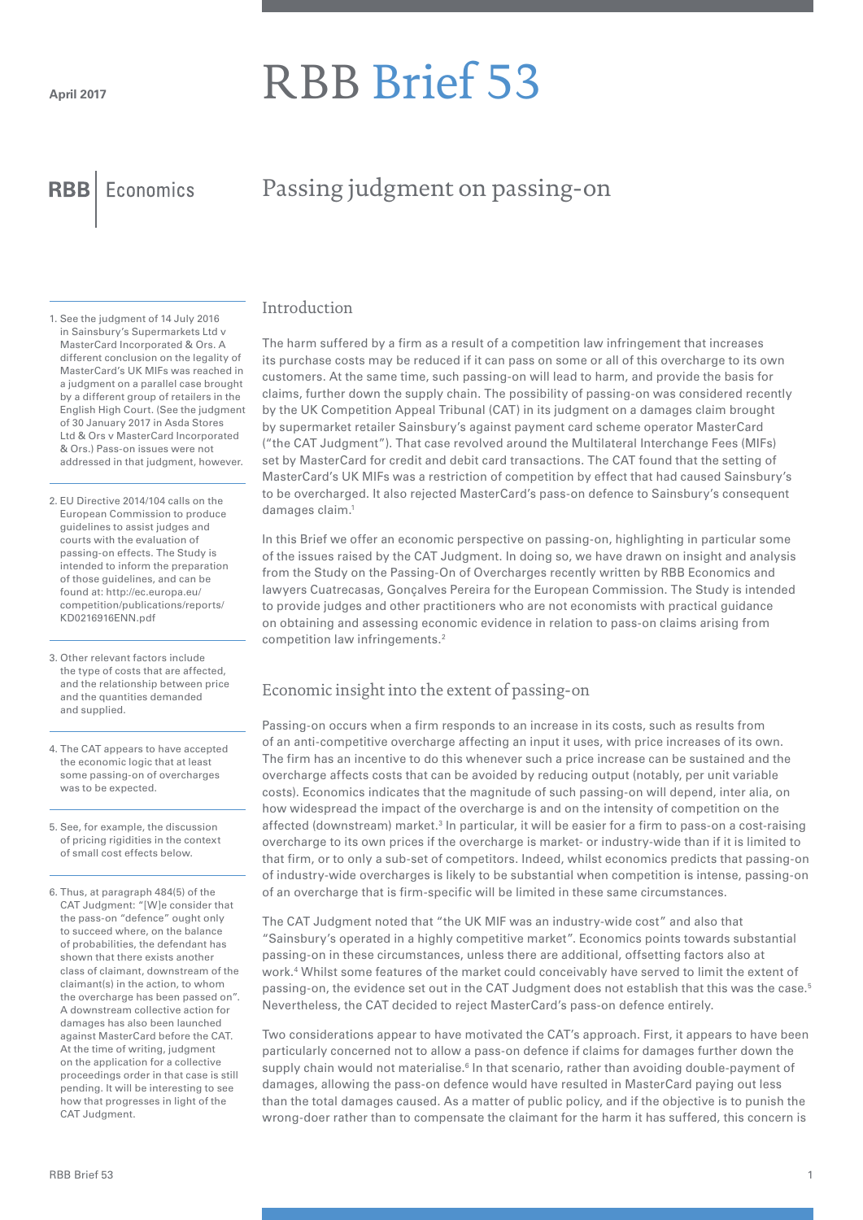April 2017

# RBB Brief 53

RBB Economics

## Passing judgment on passing-on

### Introduction

The harm suffered by a firm as a result of a competition law infringement that increases its purchase costs may be reduced if it can pass on some or all of this overcharge to its own customers. At the same time, such passing-on will lead to harm, and provide the basis for claims, further down the supply chain. The possibility of passing-on was considered recently by the UK Competition Appeal Tribunal (CAT) in its judgment on a damages claim brought by supermarket retailer Sainsbury's against payment card scheme operator MasterCard ("the CAT Judgment"). That case revolved around the Multilateral Interchange Fees (MIFs) set by MasterCard for credit and debit card transactions. The CAT found that the setting of MasterCard's UK MIFs was a restriction of competition by effect that had caused Sainsbury's to be overcharged. It also rejected MasterCard's pass-on defence to Sainsbury's consequent damages claim.[1]

In this Brief we offer an economic perspective on passing-on, highlighting in particular some of the issues raised by the CAT Judgment. In doing so, we have drawn on insight and analysis from the Study on the Passing-On of Overcharges recently written by RBB Economics and lawyers Cuatrecasas, Gonçalves Pereira for the European Commission. The Study is intended to provide judges and other practitioners who are not economists with practical guidance on obtaining and assessing economic evidence in relation to pass-on claims arising from competition law infringements.[2]

### Economic insight into the extent of passing-on

Passing-on occurs when a firm responds to an increase in its costs, such as results from of an anti-competitive overcharge affecting an input it uses, with price increases of its own. The firm has an incentive to do this whenever such a price increase can be sustained and the overcharge affects costs that can be avoided by reducing output (notably, per unit variable costs). Economics indicates that the magnitude of such passing-on will depend, inter alia, on how widespread the impact of the overcharge is and on the intensity of competition on the affected (downstream) market.[3] In particular, it will be easier for a firm to pass-on a cost-raising overcharge to its own prices if the overcharge is market- or industry-wide than if it is limited to that firm, or to only a sub-set of competitors. Indeed, whilst economics predicts that passing-on of industry-wide overcharges is likely to be substantial when competition is intense, passing-on of an overcharge that is firm-specific will be limited in these same circumstances.

The CAT Judgment noted that "the UK MIF was an industry-wide cost" and also that "Sainsbury's operated in a highly competitive market". Economics points towards substantial passing-on in these circumstances, unless there are additional, offsetting factors also at work.[4] Whilst some features of the market could conceivably have served to limit the extent of passing-on, the evidence set out in the CAT Judgment does not establish that this was the case.[5] Nevertheless, the CAT decided to reject MasterCard's pass-on defence entirely.

Two considerations appear to have motivated the CAT's approach. First, it appears to have been particularly concerned not to allow a pass-on defence if claims for damages further down the supply chain would not materialise.[6] In that scenario, rather than avoiding double-payment of damages, allowing the pass-on defence would have resulted in MasterCard paying out less than the total damages caused. As a matter of public policy, and if the objective is to punish the wrong-doer rather than to compensate the claimant for the harm it has suffered, this concern is

---

1. See the judgment of 14 July 2016 in Sainsbury's Supermarkets Ltd v MasterCard Incorporated & Ors. A different conclusion on the legality of MasterCard's UK MIFs was reached in a judgment on a parallel case brought by a different group of retailers in the English High Court. (See the judgment of 30 January 2017 in Asda Stores Ltd & Ors v MasterCard Incorporated & Ors.) Pass-on issues were not addressed in that judgment, however.

2. EU Directive 2014/104 calls on the European Commission to produce guidelines to assist judges and courts with the evaluation of passing-on effects. The Study is intended to inform the preparation of those guidelines, and can be found at: http://ec.europa.eu/competition/publications/reports/KD0216916ENN.pdf

3. Other relevant factors include the type of costs that are affected, and the relationship between price and the quantities demanded and supplied.

4. The CAT appears to have accepted the economic logic that at least some passing-on of overcharges was to be expected.

5. See, for example, the discussion of pricing rigidities in the context of small cost effects below.

6. Thus, at paragraph 484(5) of the CAT Judgment: "[W]e consider that the pass-on "defence" ought only to succeed where, on the balance of probabilities, the defendant has shown that there exists another class of claimant, downstream of the claimant(s) in the action, to whom the overcharge has been passed on". A downstream collective action for damages has also been launched against MasterCard before the CAT. At the time of writing, judgment on the application for a collective proceedings order in that case is still pending. It will be interesting to see how that progresses in light of the CAT Judgment.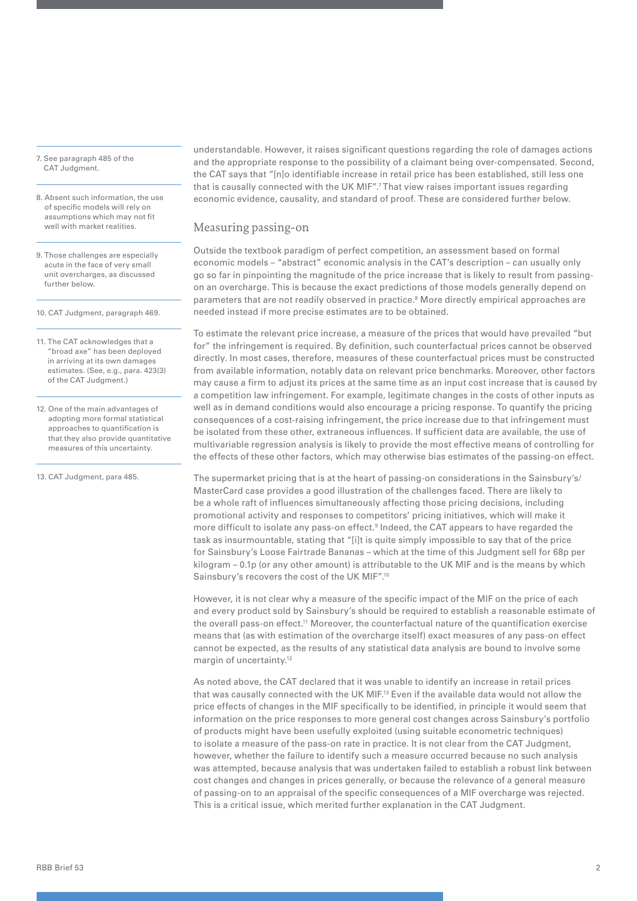understandable. However, it raises significant questions regarding the role of damages actions and the appropriate response to the possibility of a claimant being over-compensated. Second, the CAT says that "[n]o identifiable increase in retail price has been established, still less one that is causally connected with the UK MIF".[7] That view raises important issues regarding economic evidence, causality, and standard of proof. These are considered further below.

## Measuring passing-on

Outside the textbook paradigm of perfect competition, an assessment based on formal economic models – "abstract" economic analysis in the CAT's description – can usually only go so far in pinpointing the magnitude of the price increase that is likely to result from passing-on an overcharge. This is because the exact predictions of those models generally depend on parameters that are not readily observed in practice.[8] More directly empirical approaches are needed instead if more precise estimates are to be obtained.

To estimate the relevant price increase, a measure of the prices that would have prevailed "but for" the infringement is required. By definition, such counterfactual prices cannot be observed directly. In most cases, therefore, measures of these counterfactual prices must be constructed from available information, notably data on relevant price benchmarks. Moreover, other factors may cause a firm to adjust its prices at the same time as an input cost increase that is caused by a competition law infringement. For example, legitimate changes in the costs of other inputs as well as in demand conditions would also encourage a pricing response. To quantify the pricing consequences of a cost-raising infringement, the price increase due to that infringement must be isolated from these other, extraneous influences. If sufficient data are available, the use of multivariable regression analysis is likely to provide the most effective means of controlling for the effects of these other factors, which may otherwise bias estimates of the passing-on effect.

The supermarket pricing that is at the heart of passing-on considerations in the Sainsbury's/MasterCard case provides a good illustration of the challenges faced. There are likely to be a whole raft of influences simultaneously affecting those pricing decisions, including promotional activity and responses to competitors' pricing initiatives, which will make it more difficult to isolate any pass-on effect.[9] Indeed, the CAT appears to have regarded the task as insurmountable, stating that "[i]t is quite simply impossible to say that of the price for Sainsbury's Loose Fairtrade Bananas – which at the time of this Judgment sell for 68p per kilogram – 0.1p (or any other amount) is attributable to the UK MIF and is the means by which Sainsbury's recovers the cost of the UK MIF".[10]

However, it is not clear why a measure of the specific impact of the MIF on the price of each and every product sold by Sainsbury's should be required to establish a reasonable estimate of the overall pass-on effect.[11] Moreover, the counterfactual nature of the quantification exercise means that (as with estimation of the overcharge itself) exact measures of any pass-on effect cannot be expected, as the results of any statistical data analysis are bound to involve some margin of uncertainty.[12]

As noted above, the CAT declared that it was unable to identify an increase in retail prices that was causally connected with the UK MIF.[13] Even if the available data would not allow the price effects of changes in the MIF specifically to be identified, in principle it would seem that information on the price responses to more general cost changes across Sainsbury's portfolio of products might have been usefully exploited (using suitable econometric techniques) to isolate a measure of the pass-on rate in practice. It is not clear from the CAT Judgment, however, whether the failure to identify such a measure occurred because no such analysis was attempted, because analysis that was undertaken failed to establish a robust link between cost changes and changes in prices generally, or because the relevance of a general measure of passing-on to an appraisal of the specific consequences of a MIF overcharge was rejected. This is a critical issue, which merited further explanation in the CAT Judgment.

---

7. See paragraph 485 of the CAT Judgment.

8. Absent such information, the use of specific models will rely on assumptions which may not fit well with market realities.

9. Those challenges are especially acute in the face of very small unit overcharges, as discussed further below.

10. CAT Judgment, paragraph 469.

11. The CAT acknowledges that a "broad axe" has been deployed in arriving at its own damages estimates. (See, e.g., para. 423(3) of the CAT Judgment.)

12. One of the main advantages of adopting more formal statistical approaches to quantification is that they also provide quantitative measures of this uncertainty.

13. CAT Judgment, para 485.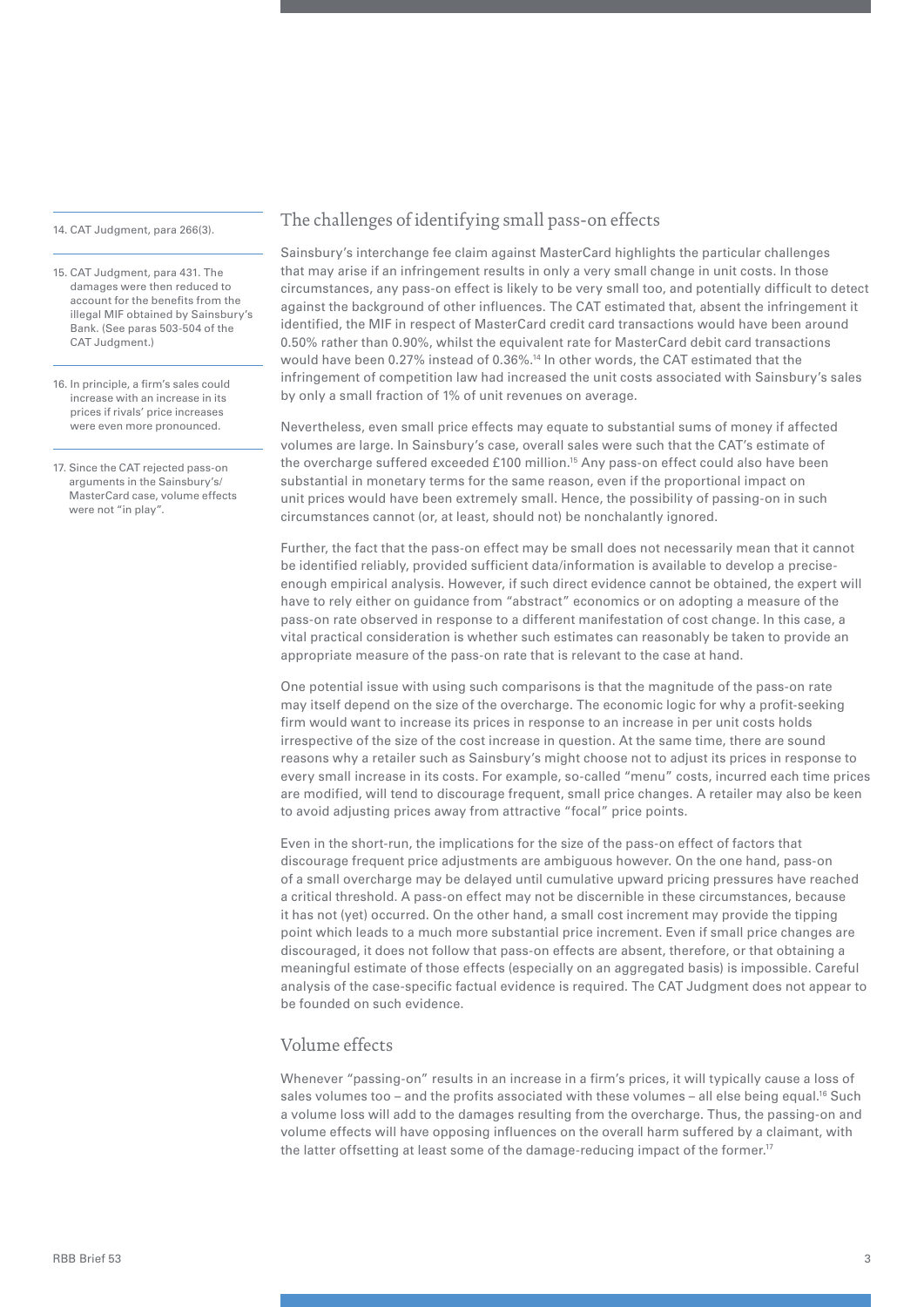## The challenges of identifying small pass-on effects

Sainsbury's interchange fee claim against MasterCard highlights the particular challenges that may arise if an infringement results in only a very small change in unit costs. In those circumstances, any pass-on effect is likely to be very small too, and potentially difficult to detect against the background of other influences. The CAT estimated that, absent the infringement it identified, the MIF in respect of MasterCard credit card transactions would have been around 0.50% rather than 0.90%, whilst the equivalent rate for MasterCard debit card transactions would have been 0.27% instead of 0.36%.[14] In other words, the CAT estimated that the infringement of competition law had increased the unit costs associated with Sainsbury's sales by only a small fraction of 1% of unit revenues on average.

Nevertheless, even small price effects may equate to substantial sums of money if affected volumes are large. In Sainsbury's case, overall sales were such that the CAT's estimate of the overcharge suffered exceeded £100 million.[15] Any pass-on effect could also have been substantial in monetary terms for the same reason, even if the proportional impact on unit prices would have been extremely small. Hence, the possibility of passing-on in such circumstances cannot (or, at least, should not) be nonchalantly ignored.

Further, the fact that the pass-on effect may be small does not necessarily mean that it cannot be identified reliably, provided sufficient data/information is available to develop a precise-enough empirical analysis. However, if such direct evidence cannot be obtained, the expert will have to rely either on guidance from "abstract" economics or on adopting a measure of the pass-on rate observed in response to a different manifestation of cost change. In this case, a vital practical consideration is whether such estimates can reasonably be taken to provide an appropriate measure of the pass-on rate that is relevant to the case at hand.

One potential issue with using such comparisons is that the magnitude of the pass-on rate may itself depend on the size of the overcharge. The economic logic for why a profit-seeking firm would want to increase its prices in response to an increase in per unit costs holds irrespective of the size of the cost increase in question. At the same time, there are sound reasons why a retailer such as Sainsbury's might choose not to adjust its prices in response to every small increase in its costs. For example, so-called "menu" costs, incurred each time prices are modified, will tend to discourage frequent, small price changes. A retailer may also be keen to avoid adjusting prices away from attractive "focal" price points.

Even in the short-run, the implications for the size of the pass-on effect of factors that discourage frequent price adjustments are ambiguous however. On the one hand, pass-on of a small overcharge may be delayed until cumulative upward pricing pressures have reached a critical threshold. A pass-on effect may not be discernible in these circumstances, because it has not (yet) occurred. On the other hand, a small cost increment may provide the tipping point which leads to a much more substantial price increment. Even if small price changes are discouraged, it does not follow that pass-on effects are absent, therefore, or that obtaining a meaningful estimate of those effects (especially on an aggregated basis) is impossible. Careful analysis of the case-specific factual evidence is required. The CAT Judgment does not appear to be founded on such evidence.

## Volume effects

Whenever "passing-on" results in an increase in a firm's prices, it will typically cause a loss of sales volumes too – and the profits associated with these volumes – all else being equal.[16] Such a volume loss will add to the damages resulting from the overcharge. Thus, the passing-on and volume effects will have opposing influences on the overall harm suffered by a claimant, with the latter offsetting at least some of the damage-reducing impact of the former.[17]

---

14. CAT Judgment, para 266(3).

15. CAT Judgment, para 431. The damages were then reduced to account for the benefits from the illegal MIF obtained by Sainsbury's Bank. (See paras 503-504 of the CAT Judgment.)

16. In principle, a firm's sales could increase with an increase in its prices if rivals' price increases were even more pronounced.

17. Since the CAT rejected pass-on arguments in the Sainsbury's/MasterCard case, volume effects were not "in play".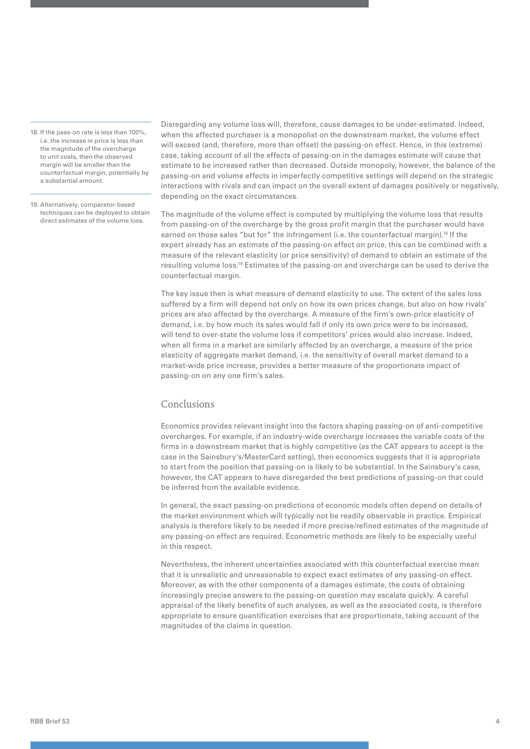Disregarding any volume loss will, therefore, cause damages to be under-estimated. Indeed, when the affected purchaser is a monopolist on the downstream market, the volume effect will exceed (and, therefore, more than offset) the passing-on effect. Hence, in this (extreme) case, taking account of all the effects of passing-on in the damages estimate will cause that estimate to be increased rather than decreased. Outside monopoly, however, the balance of the passing-on and volume effects in imperfectly competitive settings will depend on the strategic interactions with rivals and can impact on the overall extent of damages positively or negatively, depending on the exact circumstances.

The magnitude of the volume effect is computed by multiplying the volume loss that results from passing-on of the overcharge by the gross profit margin that the purchaser would have earned on those sales "but for" the infringement (i.e. the counterfactual margin).[18] If the expert already has an estimate of the passing-on effect on price, this can be combined with a measure of the relevant elasticity (or price sensitivity) of demand to obtain an estimate of the resulting volume loss.[19] Estimates of the passing-on and overcharge can be used to derive the counterfactual margin.

The key issue then is what measure of demand elasticity to use. The extent of the sales loss suffered by a firm will depend not only on how its own prices change, but also on how rivals' prices are also affected by the overcharge. A measure of the firm's own-price elasticity of demand, i.e. by how much its sales would fall if only its own price were to be increased, will tend to over-state the volume loss if competitors' prices would also increase. Indeed, when all firms in a market are similarly affected by an overcharge, a measure of the price elasticity of aggregate market demand, i.e. the sensitivity of overall market demand to a market-wide price increase, provides a better measure of the proportionate impact of passing-on on any one firm's sales.

## Conclusions

Economics provides relevant insight into the factors shaping passing-on of anti-competitive overcharges. For example, if an industry-wide overcharge increases the variable costs of the firms in a downstream market that is highly competitive (as the CAT appears to accept is the case in the Sainsbury's/MasterCard setting), then economics suggests that it is appropriate to start from the position that passing-on is likely to be substantial. In the Sainsbury's case, however, the CAT appears to have disregarded the best predictions of passing-on that could be inferred from the available evidence.

In general, the exact passing-on predictions of economic models often depend on details of the market environment which will typically not be readily observable in practice. Empirical analysis is therefore likely to be needed if more precise/refined estimates of the magnitude of any passing-on effect are required. Econometric methods are likely to be especially useful in this respect.

Nevertheless, the inherent uncertainties associated with this counterfactual exercise mean that it is unrealistic and unreasonable to expect exact estimates of any passing-on effect. Moreover, as with the other components of a damages estimate, the costs of obtaining increasingly precise answers to the passing-on question may escalate quickly. A careful appraisal of the likely benefits of such analyses, as well as the associated costs, is therefore appropriate to ensure quantification exercises that are proportionate, taking account of the magnitudes of the claims in question.

---

18. If the pass-on rate is less than 100%, i.e. the increase in price is less than the magnitude of the overcharge to unit costs, then the observed margin will be smaller than the counterfactual margin, potentially by a substantial amount.

19. Alternatively, comparator-based techniques can be deployed to obtain direct estimates of the volume loss.